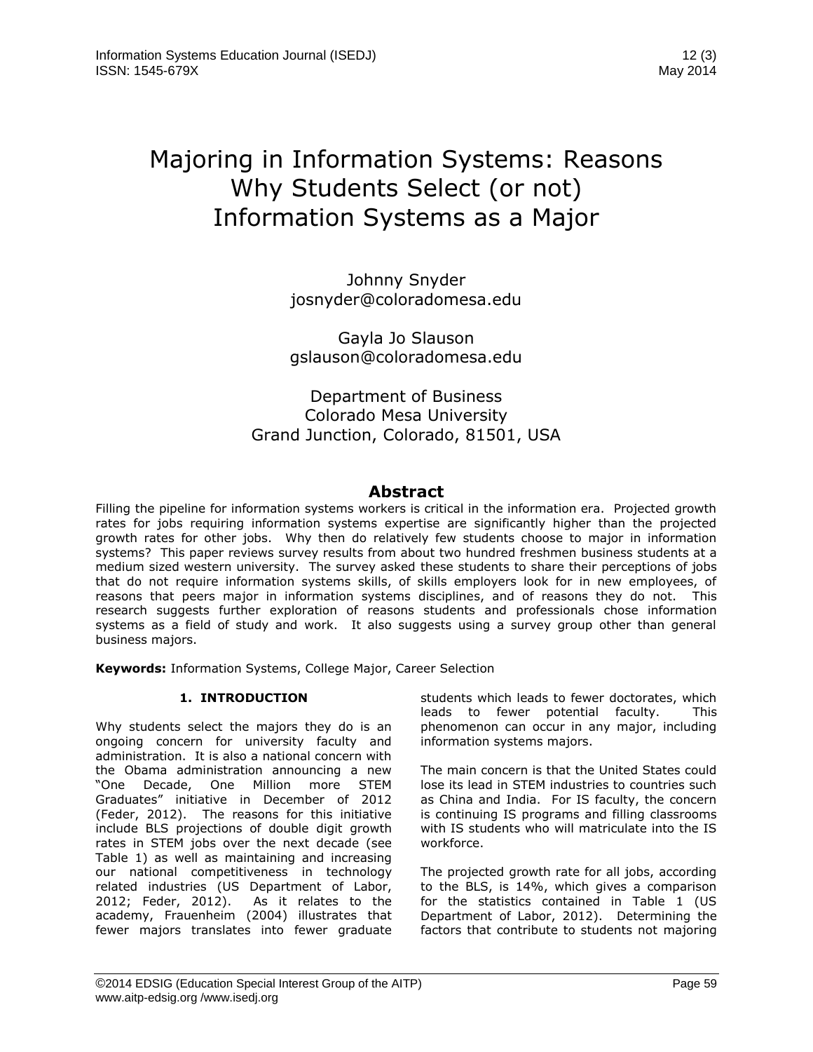# Majoring in Information Systems: Reasons Why Students Select (or not) Information Systems as a Major

Johnny Snyder
josnyder@coloradomesa.edu

Gayla Jo Slauson
gslauson@coloradomesa.edu

Department of Business
Colorado Mesa University
Grand Junction, Colorado, 81501, USA

## Abstract

Filling the pipeline for information systems workers is critical in the information era. Projected growth rates for jobs requiring information systems expertise are significantly higher than the projected growth rates for other jobs. Why then do relatively few students choose to major in information systems? This paper reviews survey results from about two hundred freshmen business students at a medium sized western university. The survey asked these students to share their perceptions of jobs that do not require information systems skills, of skills employers look for in new employees, of reasons that peers major in information systems disciplines, and of reasons they do not. This research suggests further exploration of reasons students and professionals chose information systems as a field of study and work. It also suggests using a survey group other than general business majors.

**Keywords:** Information Systems, College Major, Career Selection

## 1. INTRODUCTION

Why students select the majors they do is an ongoing concern for university faculty and administration. It is also a national concern with the Obama administration announcing a new "One Decade, One Million more STEM Graduates" initiative in December of 2012 (Feder, 2012). The reasons for this initiative include BLS projections of double digit growth rates in STEM jobs over the next decade (see Table 1) as well as maintaining and increasing our national competitiveness in technology related industries (US Department of Labor, 2012; Feder, 2012). As it relates to the academy, Frauenheim (2004) illustrates that fewer majors translates into fewer graduate students which leads to fewer doctorates, which leads to fewer potential faculty. This phenomenon can occur in any major, including information systems majors.

The main concern is that the United States could lose its lead in STEM industries to countries such as China and India. For IS faculty, the concern is continuing IS programs and filling classrooms with IS students who will matriculate into the IS workforce.

The projected growth rate for all jobs, according to the BLS, is 14%, which gives a comparison for the statistics contained in Table 1 (US Department of Labor, 2012). Determining the factors that contribute to students not majoring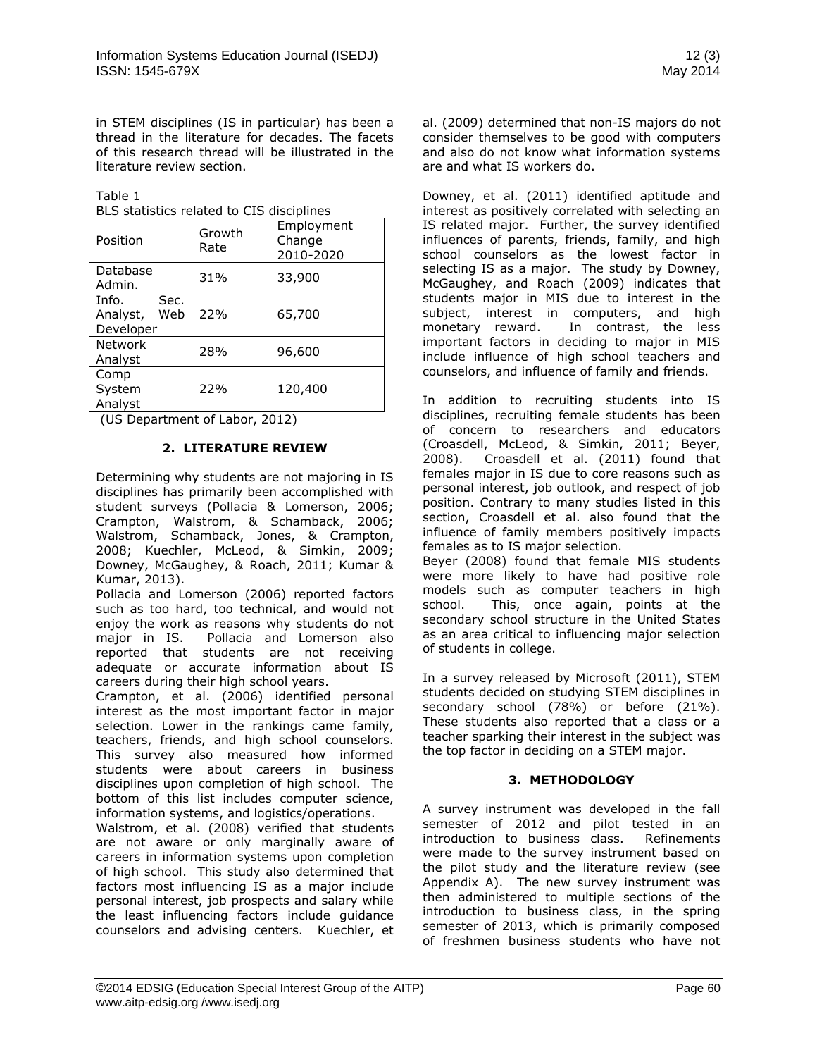in STEM disciplines (IS in particular) has been a thread in the literature for decades. The facets of this research thread will be illustrated in the literature review section.

Table 1
BLS statistics related to CIS disciplines

| Position | Growth Rate | Employment Change 2010-2020 |
|---|---|---|
| Database Admin. | 31% | 33,900 |
| Info. Sec. Analyst, Web Developer | 22% | 65,700 |
| Network Analyst | 28% | 96,600 |
| Comp System Analyst | 22% | 120,400 |

(US Department of Labor, 2012)

## 2. LITERATURE REVIEW

Determining why students are not majoring in IS disciplines has primarily been accomplished with student surveys (Pollacia & Lomerson, 2006; Crampton, Walstrom, & Schamback, 2006; Walstrom, Schamback, Jones, & Crampton, 2008; Kuechler, McLeod, & Simkin, 2009; Downey, McGaughey, & Roach, 2011; Kumar & Kumar, 2013).

Pollacia and Lomerson (2006) reported factors such as too hard, too technical, and would not enjoy the work as reasons why students do not major in IS. Pollacia and Lomerson also reported that students are not receiving adequate or accurate information about IS careers during their high school years.

Crampton, et al. (2006) identified personal interest as the most important factor in major selection. Lower in the rankings came family, teachers, friends, and high school counselors. This survey also measured how informed students were about careers in business disciplines upon completion of high school. The bottom of this list includes computer science, information systems, and logistics/operations.

Walstrom, et al. (2008) verified that students are not aware or only marginally aware of careers in information systems upon completion of high school. This study also determined that factors most influencing IS as a major include personal interest, job prospects and salary while the least influencing factors include guidance counselors and advising centers. Kuechler, et al. (2009) determined that non-IS majors do not consider themselves to be good with computers and also do not know what information systems are and what IS workers do.

Downey, et al. (2011) identified aptitude and interest as positively correlated with selecting an IS related major. Further, the survey identified influences of parents, friends, family, and high school counselors as the lowest factor in selecting IS as a major. The study by Downey, McGaughey, and Roach (2009) indicates that students major in MIS due to interest in the subject, interest in computers, and high monetary reward. In contrast, the less important factors in deciding to major in MIS include influence of high school teachers and counselors, and influence of family and friends.

In addition to recruiting students into IS disciplines, recruiting female students has been of concern to researchers and educators (Croasdell, McLeod, & Simkin, 2011; Beyer, 2008). Croasdell et al. (2011) found that females major in IS due to core reasons such as personal interest, job outlook, and respect of job position. Contrary to many studies listed in this section, Croasdell et al. also found that the influence of family members positively impacts females as to IS major selection.

Beyer (2008) found that female MIS students were more likely to have had positive role models such as computer teachers in high school. This, once again, points at the secondary school structure in the United States as an area critical to influencing major selection of students in college.

In a survey released by Microsoft (2011), STEM students decided on studying STEM disciplines in secondary school (78%) or before (21%). These students also reported that a class or a teacher sparking their interest in the subject was the top factor in deciding on a STEM major.

## 3. METHODOLOGY

A survey instrument was developed in the fall semester of 2012 and pilot tested in an introduction to business class. Refinements were made to the survey instrument based on the pilot study and the literature review (see Appendix A). The new survey instrument was then administered to multiple sections of the introduction to business class, in the spring semester of 2013, which is primarily composed of freshmen business students who have not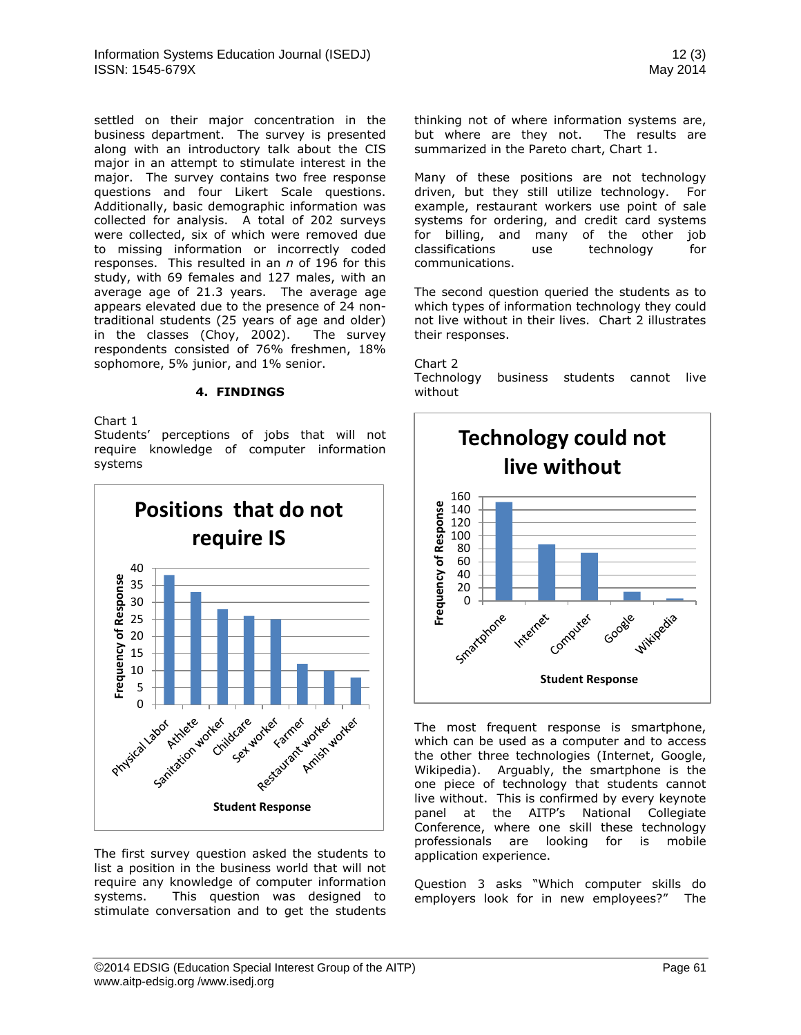settled on their major concentration in the business department. The survey is presented along with an introductory talk about the CIS major in an attempt to stimulate interest in the major. The survey contains two free response questions and four Likert Scale questions. Additionally, basic demographic information was collected for analysis. A total of 202 surveys were collected, six of which were removed due to missing information or incorrectly coded responses. This resulted in an *n* of 196 for this study, with 69 females and 127 males, with an average age of 21.3 years. The average age appears elevated due to the presence of 24 non-traditional students (25 years of age and older) in the classes (Choy, 2002). The survey respondents consisted of 76% freshmen, 18% sophomore, 5% junior, and 1% senior.

## 4. FINDINGS

Chart 1
Students' perceptions of jobs that will not require knowledge of computer information systems

**Positions that do not require IS**

| Student Response | Frequency of Response |
| --- | --- |
| Physical Labor | 38 |
| Athlete | 33 |
| Sanitation worker | 28 |
| Childcare | 26 |
| Sex worker | 25 |
| Farmer | 12 |
| Restaurant worker | 10 |
| Amish worker | 8 |

The first survey question asked the students to list a position in the business world that will not require any knowledge of computer information systems. This question was designed to stimulate conversation and to get the students thinking not of where information systems are, but where are they not. The results are summarized in the Pareto chart, Chart 1.

Many of these positions are not technology driven, but they still utilize technology. For example, restaurant workers use point of sale systems for ordering, and credit card systems for billing, and many of the other job classifications use technology for communications.

The second question queried the students as to which types of information technology they could not live without in their lives. Chart 2 illustrates their responses.

Chart 2
Technology business students cannot live without

**Technology could not live without**

| Student Response | Frequency of Response |
| --- | --- |
| Smartphone | 151 |
| Internet | 86 |
| Computer | 73 |
| Google | 13 |
| Wikipedia | 3 |

The most frequent response is smartphone, which can be used as a computer and to access the other three technologies (Internet, Google, Wikipedia). Arguably, the smartphone is the one piece of technology that students cannot live without. This is confirmed by every keynote panel at the AITP's National Collegiate Conference, where one skill these technology professionals are looking for is mobile application experience.

Question 3 asks "Which computer skills do employers look for in new employees?" The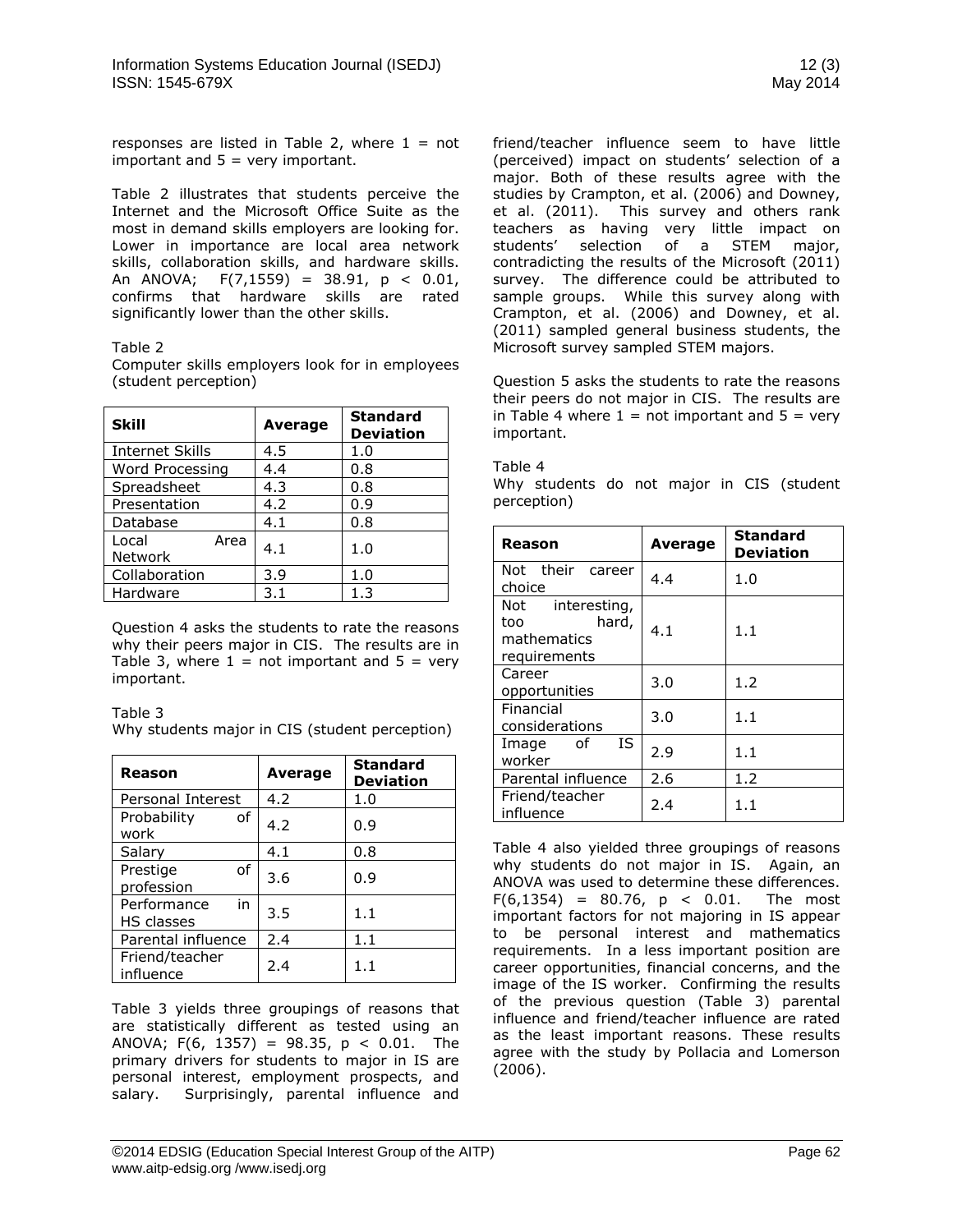responses are listed in Table 2, where 1 = not important and 5 = very important.

Table 2 illustrates that students perceive the Internet and the Microsoft Office Suite as the most in demand skills employers are looking for. Lower in importance are local area network skills, collaboration skills, and hardware skills. An ANOVA; $F(7,1559) = 38.91$, $p < 0.01$, confirms that hardware skills are rated significantly lower than the other skills.

Table 2
Computer skills employers look for in employees (student perception)

| Skill | Average | Standard Deviation |
|---|---|---|
| Internet Skills | 4.5 | 1.0 |
| Word Processing | 4.4 | 0.8 |
| Spreadsheet | 4.3 | 0.8 |
| Presentation | 4.2 | 0.9 |
| Database | 4.1 | 0.8 |
| Local Area Network | 4.1 | 1.0 |
| Collaboration | 3.9 | 1.0 |
| Hardware | 3.1 | 1.3 |

Question 4 asks the students to rate the reasons why their peers major in CIS. The results are in Table 3, where 1 = not important and 5 = very important.

Table 3
Why students major in CIS (student perception)

| Reason | Average | Standard Deviation |
|---|---|---|
| Personal Interest | 4.2 | 1.0 |
| Probability of work | 4.2 | 0.9 |
| Salary | 4.1 | 0.8 |
| Prestige of profession | 3.6 | 0.9 |
| Performance in HS classes | 3.5 | 1.1 |
| Parental influence | 2.4 | 1.1 |
| Friend/teacher influence | 2.4 | 1.1 |

Table 3 yields three groupings of reasons that are statistically different as tested using an ANOVA; $F(6, 1357) = 98.35$, $p < 0.01$. The primary drivers for students to major in IS are personal interest, employment prospects, and salary. Surprisingly, parental influence and friend/teacher influence seem to have little (perceived) impact on students' selection of a major. Both of these results agree with the studies by Crampton, et al. (2006) and Downey, et al. (2011). This survey and others rank teachers as having very little impact on students' selection of a STEM major, contradicting the results of the Microsoft (2011) survey. The difference could be attributed to sample groups. While this survey along with Crampton, et al. (2006) and Downey, et al. (2011) sampled general business students, the Microsoft survey sampled STEM majors.

Question 5 asks the students to rate the reasons their peers do not major in CIS. The results are in Table 4 where 1 = not important and 5 = very important.

Table 4
Why students do not major in CIS (student perception)

| Reason | Average | Standard Deviation |
|---|---|---|
| Not their career choice | 4.4 | 1.0 |
| Not interesting, too hard, mathematics requirements | 4.1 | 1.1 |
| Career opportunities | 3.0 | 1.2 |
| Financial considerations | 3.0 | 1.1 |
| Image of IS worker | 2.9 | 1.1 |
| Parental influence | 2.6 | 1.2 |
| Friend/teacher influence | 2.4 | 1.1 |

Table 4 also yielded three groupings of reasons why students do not major in IS. Again, an ANOVA was used to determine these differences. $F(6,1354) = 80.76$, $p < 0.01$. The most important factors for not majoring in IS appear to be personal interest and mathematics requirements. In a less important position are career opportunities, financial concerns, and the image of the IS worker. Confirming the results of the previous question (Table 3) parental influence and friend/teacher influence are rated as the least important reasons. These results agree with the study by Pollacia and Lomerson (2006).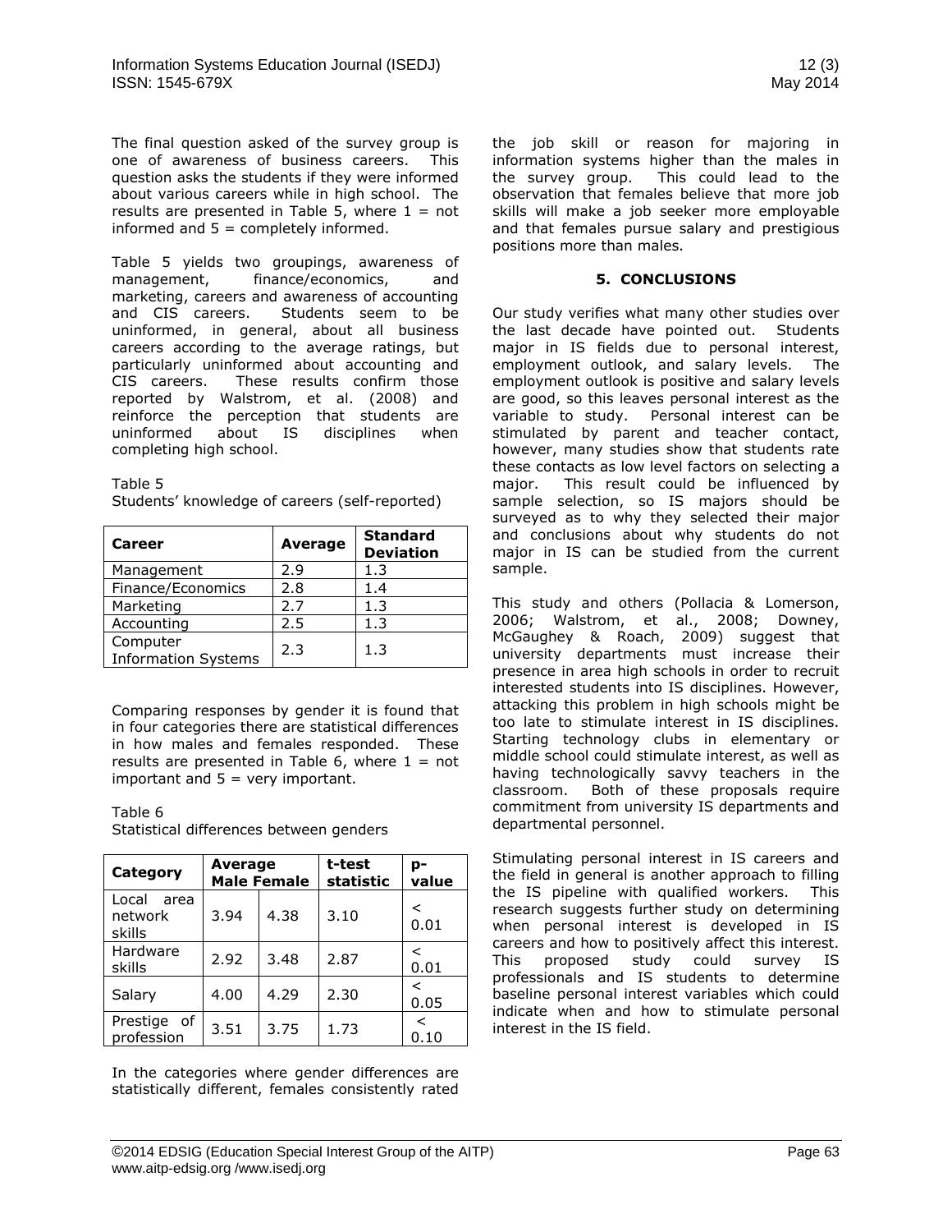The final question asked of the survey group is one of awareness of business careers. This question asks the students if they were informed about various careers while in high school. The results are presented in Table 5, where 1 = not informed and 5 = completely informed.

Table 5 yields two groupings, awareness of management, finance/economics, and marketing, careers and awareness of accounting and CIS careers. Students seem to be uninformed, in general, about all business careers according to the average ratings, but particularly uninformed about accounting and CIS careers. These results confirm those reported by Walstrom, et al. (2008) and reinforce the perception that students are uninformed about IS disciplines when completing high school.

Table 5
Students' knowledge of careers (self-reported)

| Career | Average | Standard Deviation |
|---|---|---|
| Management | 2.9 | 1.3 |
| Finance/Economics | 2.8 | 1.4 |
| Marketing | 2.7 | 1.3 |
| Accounting | 2.5 | 1.3 |
| Computer Information Systems | 2.3 | 1.3 |

Comparing responses by gender it is found that in four categories there are statistical differences in how males and females responded. These results are presented in Table 6, where 1 = not important and 5 = very important.

Table 6
Statistical differences between genders

| Category | Average Male | Average Female | t-test statistic | p-value |
|---|---|---|---|---|
| Local area network skills | 3.94 | 4.38 | 3.10 | < 0.01 |
| Hardware skills | 2.92 | 3.48 | 2.87 | < 0.01 |
| Salary | 4.00 | 4.29 | 2.30 | < 0.05 |
| Prestige of profession | 3.51 | 3.75 | 1.73 | < 0.10 |

In the categories where gender differences are statistically different, females consistently rated the job skill or reason for majoring in information systems higher than the males in the survey group. This could lead to the observation that females believe that more job skills will make a job seeker more employable and that females pursue salary and prestigious positions more than males.

## 5. CONCLUSIONS

Our study verifies what many other studies over the last decade have pointed out. Students major in IS fields due to personal interest, employment outlook, and salary levels. The employment outlook is positive and salary levels are good, so this leaves personal interest as the variable to study. Personal interest can be stimulated by parent and teacher contact, however, many studies show that students rate these contacts as low level factors on selecting a major. This result could be influenced by sample selection, so IS majors should be surveyed as to why they selected their major and conclusions about why students do not major in IS can be studied from the current sample.

This study and others (Pollacia & Lomerson, 2006; Walstrom, et al., 2008; Downey, McGaughey & Roach, 2009) suggest that university departments must increase their presence in area high schools in order to recruit interested students into IS disciplines. However, attacking this problem in high schools might be too late to stimulate interest in IS disciplines. Starting technology clubs in elementary or middle school could stimulate interest, as well as having technologically savvy teachers in the classroom. Both of these proposals require commitment from university IS departments and departmental personnel.

Stimulating personal interest in IS careers and the field in general is another approach to filling the IS pipeline with qualified workers. This research suggests further study on determining when personal interest is developed in IS careers and how to positively affect this interest. This proposed study could survey IS professionals and IS students to determine baseline personal interest variables which could indicate when and how to stimulate personal interest in the IS field.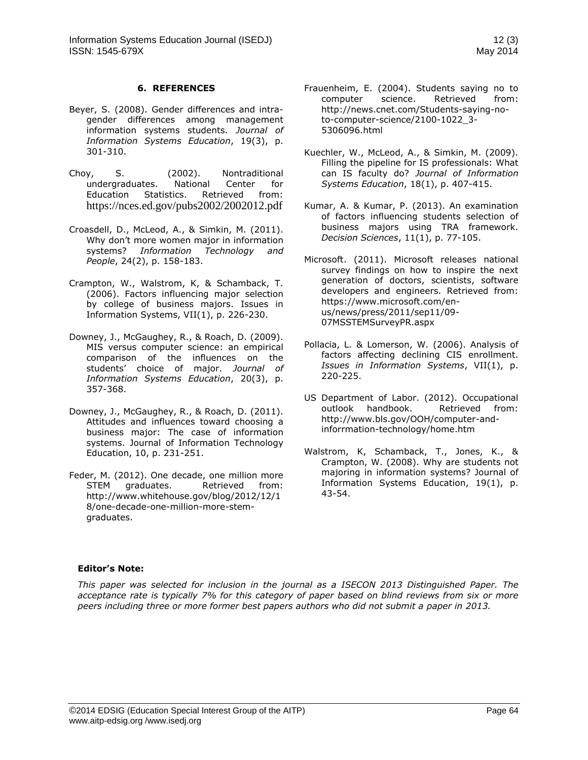## 6. REFERENCES

Beyer, S. (2008). Gender differences and intra-gender differences among management information systems students. *Journal of Information Systems Education*, 19(3), p. 301-310.

Choy, S. (2002). Nontraditional undergraduates. National Center for Education Statistics. Retrieved from: https://nces.ed.gov/pubs2002/2002012.pdf

Croasdell, D., McLeod, A., & Simkin, M. (2011). Why don't more women major in information systems? *Information Technology and People*, 24(2), p. 158-183.

Crampton, W., Walstrom, K, & Schamback, T. (2006). Factors influencing major selection by college of business majors. Issues in Information Systems, VII(1), p. 226-230.

Downey, J., McGaughey, R., & Roach, D. (2009). MIS versus computer science: an empirical comparison of the influences on the students' choice of major. *Journal of Information Systems Education*, 20(3), p. 357-368.

Downey, J., McGaughey, R., & Roach, D. (2011). Attitudes and influences toward choosing a business major: The case of information systems. Journal of Information Technology Education, 10, p. 231-251.

Feder, M. (2012). One decade, one million more STEM graduates. Retrieved from: http://www.whitehouse.gov/blog/2012/12/18/one-decade-one-million-more-stem-graduates.

Frauenheim, E. (2004). Students saying no to computer science. Retrieved from: http://news.cnet.com/Students-saying-no-to-computer-science/2100-1022_3-5306096.html

Kuechler, W., McLeod, A., & Simkin, M. (2009). Filling the pipeline for IS professionals: What can IS faculty do? *Journal of Information Systems Education*, 18(1), p. 407-415.

Kumar, A. & Kumar, P. (2013). An examination of factors influencing students selection of business majors using TRA framework. *Decision Sciences*, 11(1), p. 77-105.

Microsoft. (2011). Microsoft releases national survey findings on how to inspire the next generation of doctors, scientists, software developers and engineers. Retrieved from: https://www.microsoft.com/en-us/news/press/2011/sep11/09-07MSSTEMSurveyPR.aspx

Pollacia, L. & Lomerson, W. (2006). Analysis of factors affecting declining CIS enrollment. *Issues in Information Systems*, VII(1), p. 220-225.

US Department of Labor. (2012). Occupational outlook handbook. Retrieved from: http://www.bls.gov/OOH/computer-and-inforrmation-technology/home.htm

Walstrom, K, Schamback, T., Jones, K., & Crampton, W. (2008). Why are students not majoring in information systems? Journal of Information Systems Education, 19(1), p. 43-54.

**Editor's Note:**

*This paper was selected for inclusion in the journal as a ISECON 2013 Distinguished Paper. The acceptance rate is typically 7% for this category of paper based on blind reviews from six or more peers including three or more former best papers authors who did not submit a paper in 2013.*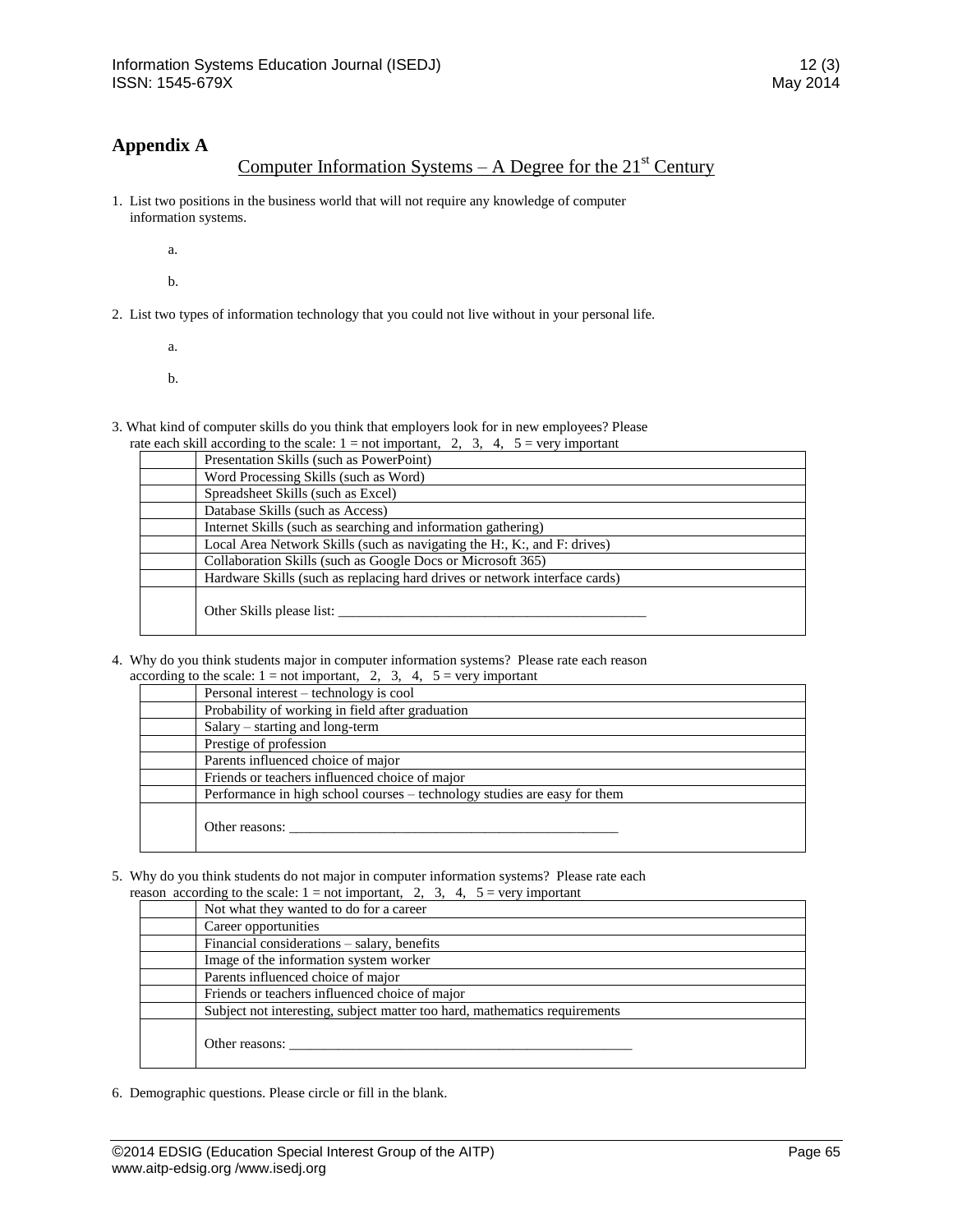## Appendix A

### Computer Information Systems – A Degree for the 21st Century

1. List two positions in the business world that will not require any knowledge of computer information systems.

   a.

   b.

2. List two types of information technology that you could not live without in your personal life.

   a.

   b.

3. What kind of computer skills do you think that employers look for in new employees? Please rate each skill according to the scale: 1 = not important, 2, 3, 4, 5 = very important

| | |
|---|---|
| | Presentation Skills (such as PowerPoint) |
| | Word Processing Skills (such as Word) |
| | Spreadsheet Skills (such as Excel) |
| | Database Skills (such as Access) |
| | Internet Skills (such as searching and information gathering) |
| | Local Area Network Skills (such as navigating the H:, K:, and F: drives) |
| | Collaboration Skills (such as Google Docs or Microsoft 365) |
| | Hardware Skills (such as replacing hard drives or network interface cards) |
| | Other Skills please list: ___________________________________________ |

4. Why do you think students major in computer information systems? Please rate each reason according to the scale: 1 = not important, 2, 3, 4, 5 = very important

| | |
|---|---|
| | Personal interest – technology is cool |
| | Probability of working in field after graduation |
| | Salary – starting and long-term |
| | Prestige of profession |
| | Parents influenced choice of major |
| | Friends or teachers influenced choice of major |
| | Performance in high school courses – technology studies are easy for them |
| | Other reasons: _______________________________________________ |

5. Why do you think students do not major in computer information systems? Please rate each reason according to the scale: 1 = not important, 2, 3, 4, 5 = very important

| | |
|---|---|
| | Not what they wanted to do for a career |
| | Career opportunities |
| | Financial considerations – salary, benefits |
| | Image of the information system worker |
| | Parents influenced choice of major |
| | Friends or teachers influenced choice of major |
| | Subject not interesting, subject matter too hard, mathematics requirements |
| | Other reasons: _________________________________________________ |

6. Demographic questions. Please circle or fill in the blank.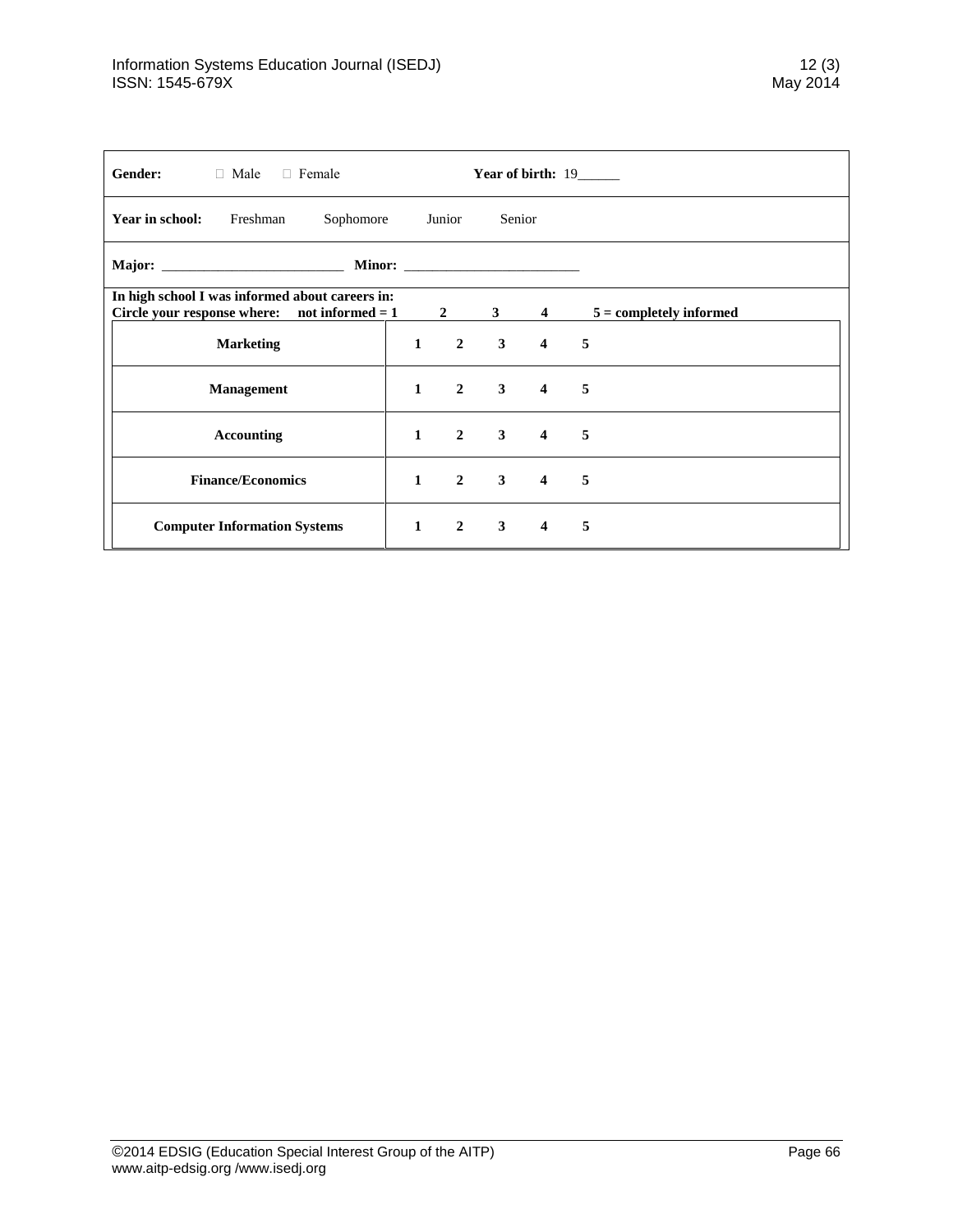**Gender:** □ Male □ Female **Year of birth:** 19______

**Year in school:** Freshman Sophomore Junior Senior

**Major:** __________________________ **Minor:** _________________________

**In high school I was informed about careers in:**
**Circle your response where: not informed = 1 2 3 4 5 = completely informed**

| | |
|---|---|
| **Marketing** | **1 2 3 4 5** |
| **Management** | **1 2 3 4 5** |
| **Accounting** | **1 2 3 4 5** |
| **Finance/Economics** | **1 2 3 4 5** |
| **Computer Information Systems** | **1 2 3 4 5** |